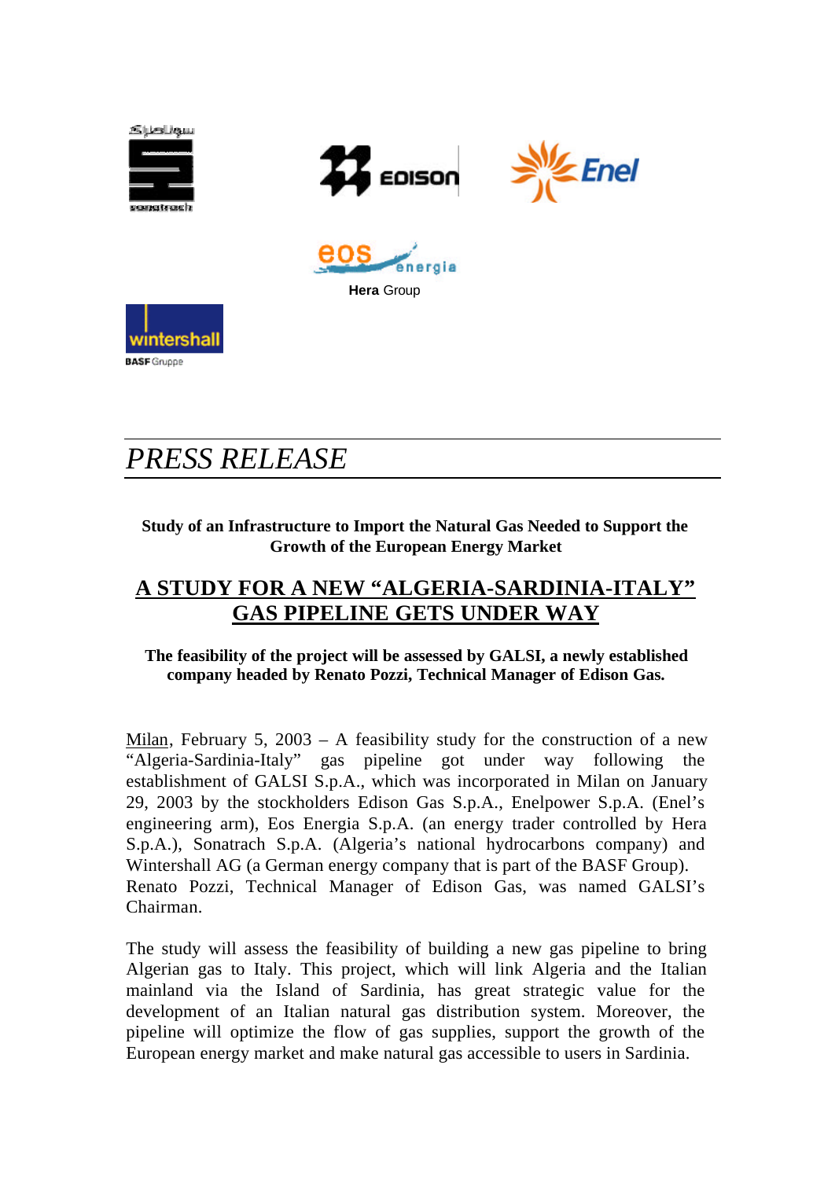# *PRESS RELEASE*

**Study of an Infrastructure to Import the Natural Gas Needed to Support the Growth of the European Energy Market**

## A STUDY FOR A NEW "ALGERIA-SARDINIA-ITALY" GAS PIPELINE GETS UNDER WAY

**The feasibility of the project will be assessed by GALSI, a newly established company headed by Renato Pozzi, Technical Manager of Edison Gas.**

Milan, February 5, 2003 – A feasibility study for the construction of a new "Algeria-Sardinia-Italy" gas pipeline got under way following the establishment of GALSI S.p.A., which was incorporated in Milan on January 29, 2003 by the stockholders Edison Gas S.p.A., Enelpower S.p.A. (Enel's engineering arm), Eos Energia S.p.A. (an energy trader controlled by Hera S.p.A.), Sonatrach S.p.A. (Algeria's national hydrocarbons company) and Wintershall AG (a German energy company that is part of the BASF Group). Renato Pozzi, Technical Manager of Edison Gas, was named GALSI's Chairman.

The study will assess the feasibility of building a new gas pipeline to bring Algerian gas to Italy. This project, which will link Algeria and the Italian mainland via the Island of Sardinia, has great strategic value for the development of an Italian natural gas distribution system. Moreover, the pipeline will optimize the flow of gas supplies, support the growth of the European energy market and make natural gas accessible to users in Sardinia.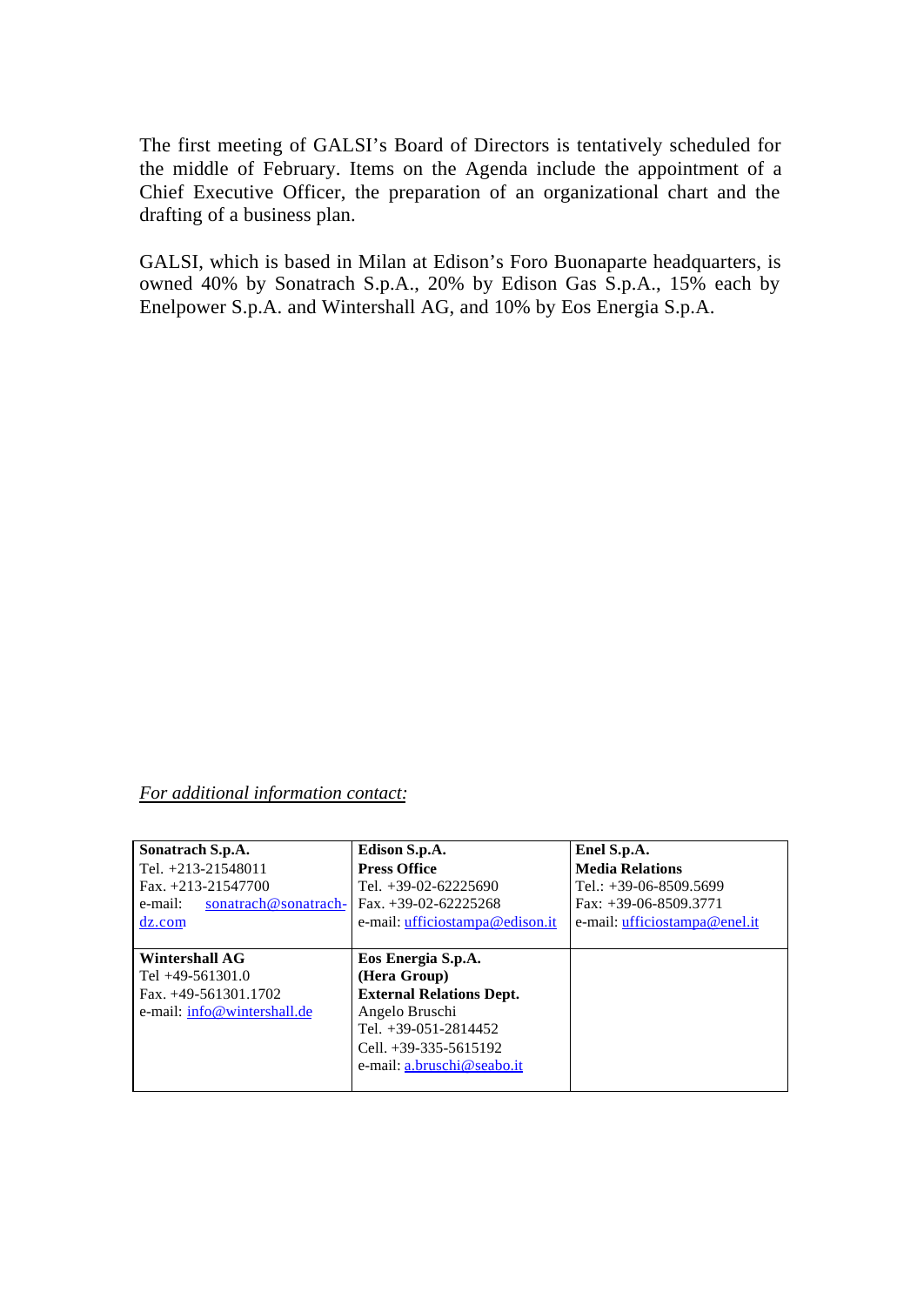The first meeting of GALSI's Board of Directors is tentatively scheduled for the middle of February. Items on the Agenda include the appointment of a Chief Executive Officer, the preparation of an organizational chart and the drafting of a business plan.

GALSI, which is based in Milan at Edison's Foro Buonaparte headquarters, is owned 40% by Sonatrach S.p.A., 20% by Edison Gas S.p.A., 15% each by Enelpower S.p.A. and Wintershall AG, and 10% by Eos Energia S.p.A.

*For additional information contact:*

| | | |
|---|---|---|
| **Sonatrach S.p.A.**<br>Tel. +213-21548011<br>Fax. +213-21547700<br>e-mail: sonatrach@sonatrach-dz.com | **Edison S.p.A.**<br>**Press Office**<br>Tel. +39-02-62225690<br>Fax. +39-02-62225268<br>e-mail: ufficiostampa@edison.it | **Enel S.p.A.**<br>**Media Relations**<br>Tel.: +39-06-8509.5699<br>Fax: +39-06-8509.3771<br>e-mail: ufficiostampa@enel.it |
| **Wintershall AG**<br>Tel +49-561301.0<br>Fax. +49-561301.1702<br>e-mail: info@wintershall.de | **Eos Energia S.p.A.**<br>**(Hera Group)**<br>**External Relations Dept.**<br>Angelo Bruschi<br>Tel. +39-051-2814452<br>Cell. +39-335-5615192<br>e-mail: a.bruschi@seabo.it | |